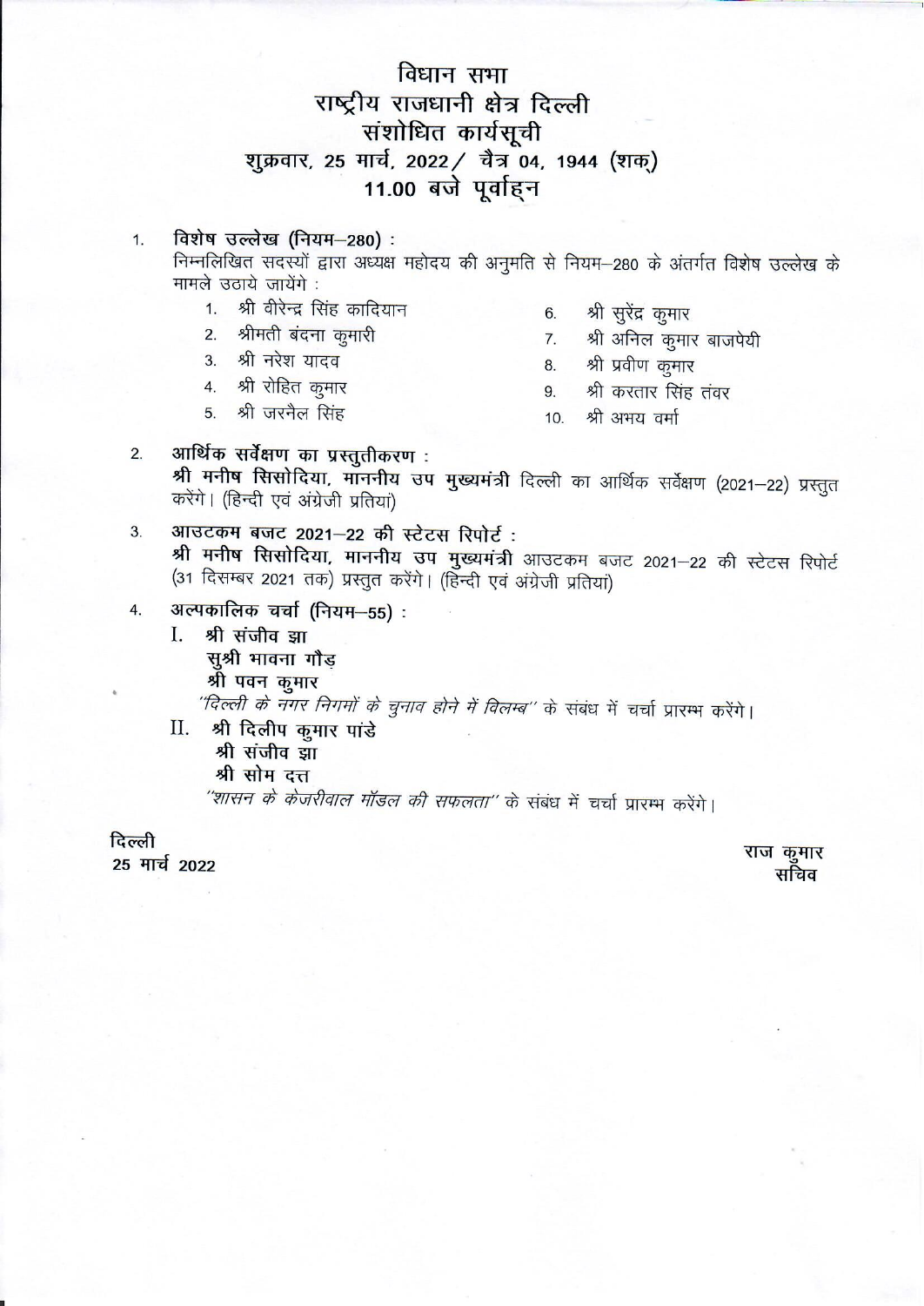# विधान सभा
# राष्ट्रीय राजधानी क्षेत्र दिल्ली
## संशोधित कार्यसूची
### शुक्रवार, 25 मार्च, 2022/ चैत्र 04, 1944 (शक)
### 11.00 बजे पूर्वाह्न

1. **विशेष उल्लेख (नियम–280) :**
   निम्नलिखित सदस्यों द्वारा अध्यक्ष महोदय की अनुमति से नियम–280 के अंतर्गत विशेष उल्लेख के मामले उठाये जायेंगे :
   1. श्री वीरेन्द्र सिंह कादियान
   2. श्रीमती बंदना कुमारी
   3. श्री नरेश यादव
   4. श्री रोहित कुमार
   5. श्री जरनैल सिंह
   6. श्री सुरेंद्र कुमार
   7. श्री अनिल कुमार बाजपेयी
   8. श्री प्रवीण कुमार
   9. श्री करतार सिंह तंवर
   10. श्री अभय वर्मा

2. **आर्थिक सर्वेक्षण का प्रस्तुतीकरण :**
   **श्री मनीष सिसोदिया, माननीय उप मुख्यमंत्री** दिल्ली का आर्थिक सर्वेक्षण (2021–22) प्रस्तुत करेंगे। (हिन्दी एवं अंग्रेजी प्रतियां)

3. **आउटकम बजट 2021–22 की स्टेटस रिपोर्ट :**
   **श्री मनीष सिसोदिया, माननीय उप मुख्यमंत्री** आउटकम बजट 2021–22 की स्टेटस रिपोर्ट (31 दिसम्बर 2021 तक) प्रस्तुत करेंगे। (हिन्दी एवं अंग्रेजी प्रतियां)

4. **अल्पकालिक चर्चा (नियम–55) :**
   I. **श्री संजीव झा**
      **सुश्री भावना गौड़**
      **श्री पवन कुमार**
      *"दिल्ली के नगर निगमों के चुनाव होने में विलम्ब"* के संबंध में चर्चा प्रारम्भ करेंगे।

   II. **श्री दिलीप कुमार पांडे**
      **श्री संजीव झा**
      **श्री सोम दत्त**
      *"शासन के केजरीवाल मॉडल की सफलता"* के संबंध में चर्चा प्रारम्भ करेंगे।

**दिल्ली**
**25 मार्च 2022**

**राज कुमार**
**सचिव**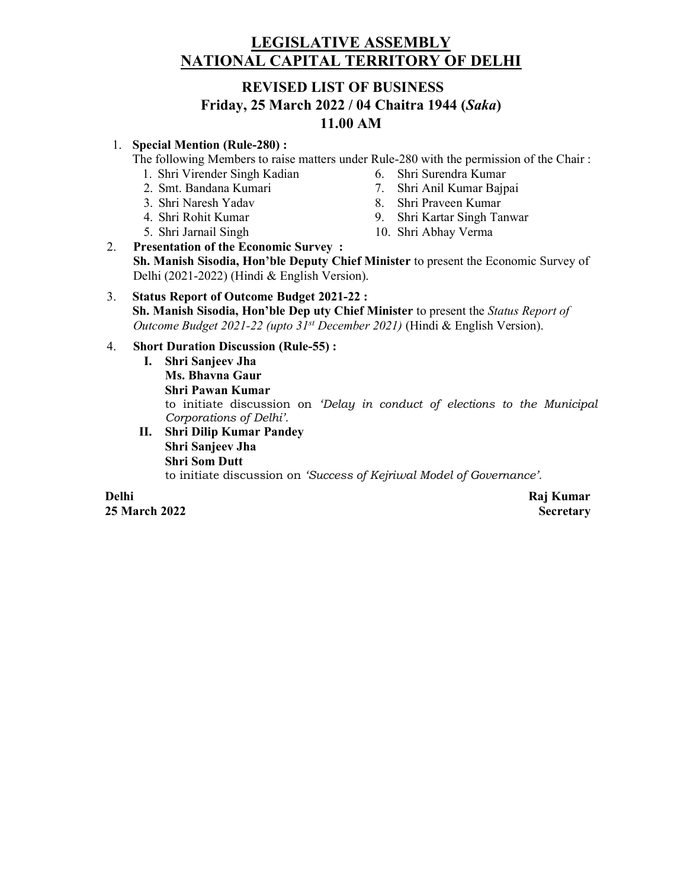# LEGISLATIVE ASSEMBLY
# NATIONAL CAPITAL TERRITORY OF DELHI

## REVISED LIST OF BUSINESS
### Friday, 25 March 2022 / 04 Chaitra 1944 (*Saka*)
### 11.00 AM

1. **Special Mention (Rule-280) :**
   The following Members to raise matters under Rule-280 with the permission of the Chair :
   1. Shri Virender Singh Kadian
   2. Smt. Bandana Kumari
   3. Shri Naresh Yadav
   4. Shri Rohit Kumar
   5. Shri Jarnail Singh
   6. Shri Surendra Kumar
   7. Shri Anil Kumar Bajpai
   8. Shri Praveen Kumar
   9. Shri Kartar Singh Tanwar
   10. Shri Abhay Verma

2. **Presentation of the Economic Survey :**
   **Sh. Manish Sisodia, Hon'ble Deputy Chief Minister** to present the Economic Survey of Delhi (2021-2022) (Hindi & English Version).

3. **Status Report of Outcome Budget 2021-22 :**
   **Sh. Manish Sisodia, Hon'ble Dep uty Chief Minister** to present the *Status Report of Outcome Budget 2021-22 (upto 31st December 2021)* (Hindi & English Version).

4. **Short Duration Discussion (Rule-55) :**
   - **I. Shri Sanjeev Jha**
     **Ms. Bhavna Gaur**
     **Shri Pawan Kumar**
     to initiate discussion on *'Delay in conduct of elections to the Municipal Corporations of Delhi'.*
   - **II. Shri Dilip Kumar Pandey**
     **Shri Sanjeev Jha**
     **Shri Som Dutt**
     to initiate discussion on *'Success of Kejriwal Model of Governance'.*

**Delhi**
**25 March 2022**

**Raj Kumar**
**Secretary**